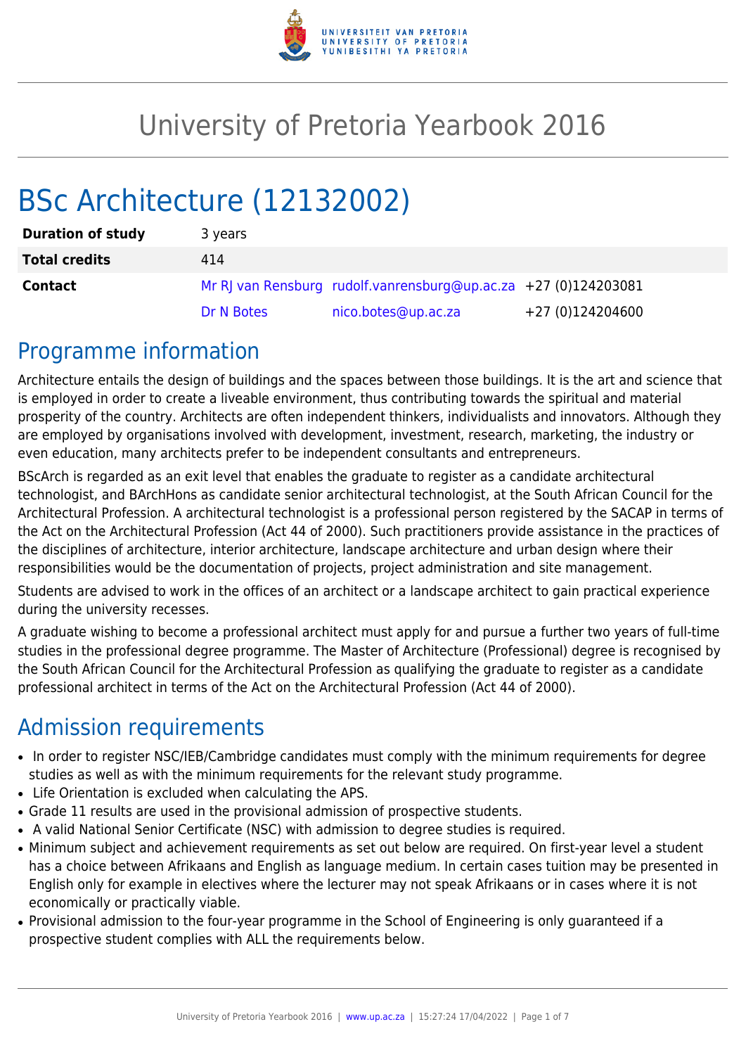# University of Pretoria Yearbook 2016

# BSc Architecture (12132002)

| | | | |
|---|---|---|---|
| **Duration of study** | 3 years | | |
| **Total credits** | 414 | | |
| **Contact** | Mr RJ van Rensburg | rudolf.vanrensburg@up.ac.za | +27 (0)124203081 |
| | Dr N Botes | nico.botes@up.ac.za | +27 (0)124204600 |

## Programme information

Architecture entails the design of buildings and the spaces between those buildings. It is the art and science that is employed in order to create a liveable environment, thus contributing towards the spiritual and material prosperity of the country. Architects are often independent thinkers, individualists and innovators. Although they are employed by organisations involved with development, investment, research, marketing, the industry or even education, many architects prefer to be independent consultants and entrepreneurs.

BScArch is regarded as an exit level that enables the graduate to register as a candidate architectural technologist, and BArchHons as candidate senior architectural technologist, at the South African Council for the Architectural Profession. A architectural technologist is a professional person registered by the SACAP in terms of the Act on the Architectural Profession (Act 44 of 2000). Such practitioners provide assistance in the practices of the disciplines of architecture, interior architecture, landscape architecture and urban design where their responsibilities would be the documentation of projects, project administration and site management.

Students are advised to work in the offices of an architect or a landscape architect to gain practical experience during the university recesses.

A graduate wishing to become a professional architect must apply for and pursue a further two years of full-time studies in the professional degree programme. The Master of Architecture (Professional) degree is recognised by the South African Council for the Architectural Profession as qualifying the graduate to register as a candidate professional architect in terms of the Act on the Architectural Profession (Act 44 of 2000).

## Admission requirements

- In order to register NSC/IEB/Cambridge candidates must comply with the minimum requirements for degree studies as well as with the minimum requirements for the relevant study programme.
- Life Orientation is excluded when calculating the APS.
- Grade 11 results are used in the provisional admission of prospective students.
- A valid National Senior Certificate (NSC) with admission to degree studies is required.
- Minimum subject and achievement requirements as set out below are required. On first-year level a student has a choice between Afrikaans and English as language medium. In certain cases tuition may be presented in English only for example in electives where the lecturer may not speak Afrikaans or in cases where it is not economically or practically viable.
- Provisional admission to the four-year programme in the School of Engineering is only guaranteed if a prospective student complies with ALL the requirements below.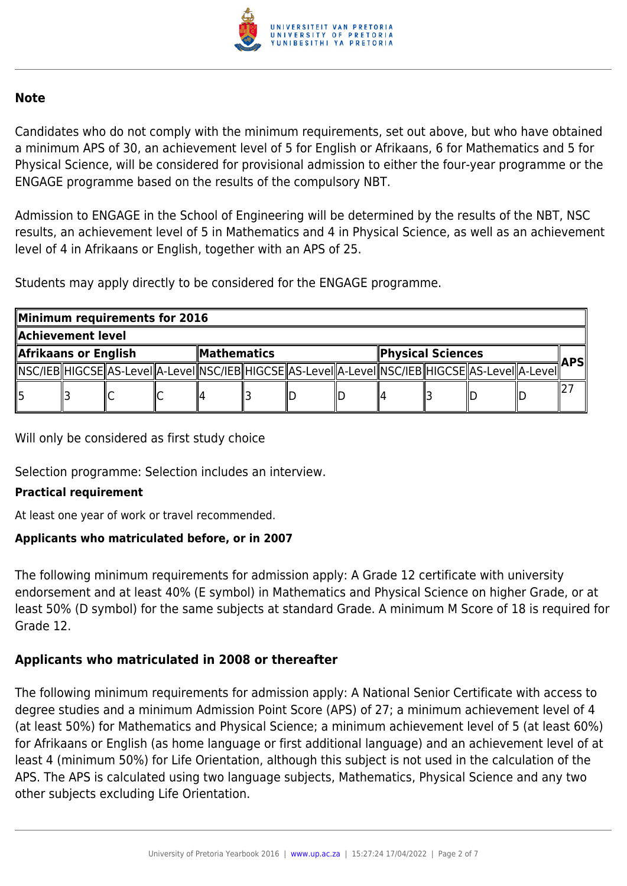**Note**

Candidates who do not comply with the minimum requirements, set out above, but who have obtained a minimum APS of 30, an achievement level of 5 for English or Afrikaans, 6 for Mathematics and 5 for Physical Science, will be considered for provisional admission to either the four-year programme or the ENGAGE programme based on the results of the compulsory NBT.

Admission to ENGAGE in the School of Engineering will be determined by the results of the NBT, NSC results, an achievement level of 5 in Mathematics and 4 in Physical Science, as well as an achievement level of 4 in Afrikaans or English, together with an APS of 25.

Students may apply directly to be considered for the ENGAGE programme.

| Minimum requirements for 2016 | | | | | | | | | | | | |
|---|---|---|---|---|---|---|---|---|---|---|---|---|
| **Achievement level** | | | | | | | | | | | | |
| **Afrikaans or English** | | | | **Mathematics** | | | | **Physical Sciences** | | | | **APS** |
| NSC/IEB | HIGCSE | AS-Level | A-Level | NSC/IEB | HIGCSE | AS-Level | A-Level | NSC/IEB | HIGCSE | AS-Level | A-Level | |
| 5 | 3 | C | C | 4 | 3 | D | D | 4 | 3 | D | D | 27 |

Will only be considered as first study choice

Selection programme: Selection includes an interview.

**Practical requirement**

At least one year of work or travel recommended.

**Applicants who matriculated before, or in 2007**

The following minimum requirements for admission apply: A Grade 12 certificate with university endorsement and at least 40% (E symbol) in Mathematics and Physical Science on higher Grade, or at least 50% (D symbol) for the same subjects at standard Grade. A minimum M Score of 18 is required for Grade 12.

**Applicants who matriculated in 2008 or thereafter**

The following minimum requirements for admission apply: A National Senior Certificate with access to degree studies and a minimum Admission Point Score (APS) of 27; a minimum achievement level of 4 (at least 50%) for Mathematics and Physical Science; a minimum achievement level of 5 (at least 60%) for Afrikaans or English (as home language or first additional language) and an achievement level of at least 4 (minimum 50%) for Life Orientation, although this subject is not used in the calculation of the APS. The APS is calculated using two language subjects, Mathematics, Physical Science and any two other subjects excluding Life Orientation.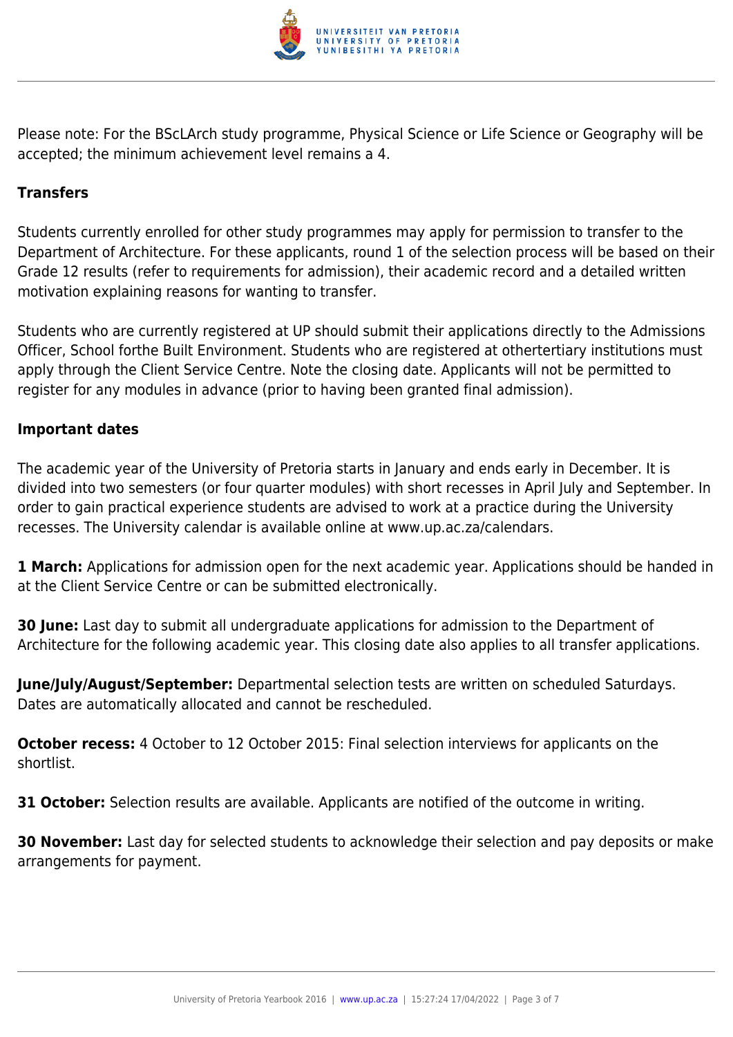Please note: For the BScLArch study programme, Physical Science or Life Science or Geography will be accepted; the minimum achievement level remains a 4.

### Transfers

Students currently enrolled for other study programmes may apply for permission to transfer to the Department of Architecture. For these applicants, round 1 of the selection process will be based on their Grade 12 results (refer to requirements for admission), their academic record and a detailed written motivation explaining reasons for wanting to transfer.

Students who are currently registered at UP should submit their applications directly to the Admissions Officer, School forthe Built Environment. Students who are registered at othertertiary institutions must apply through the Client Service Centre. Note the closing date. Applicants will not be permitted to register for any modules in advance (prior to having been granted final admission).

### Important dates

The academic year of the University of Pretoria starts in January and ends early in December. It is divided into two semesters (or four quarter modules) with short recesses in April July and September. In order to gain practical experience students are advised to work at a practice during the University recesses. The University calendar is available online at www.up.ac.za/calendars.

**1 March:** Applications for admission open for the next academic year. Applications should be handed in at the Client Service Centre or can be submitted electronically.

**30 June:** Last day to submit all undergraduate applications for admission to the Department of Architecture for the following academic year. This closing date also applies to all transfer applications.

**June/July/August/September:** Departmental selection tests are written on scheduled Saturdays. Dates are automatically allocated and cannot be rescheduled.

**October recess:** 4 October to 12 October 2015: Final selection interviews for applicants on the shortlist.

**31 October:** Selection results are available. Applicants are notified of the outcome in writing.

**30 November:** Last day for selected students to acknowledge their selection and pay deposits or make arrangements for payment.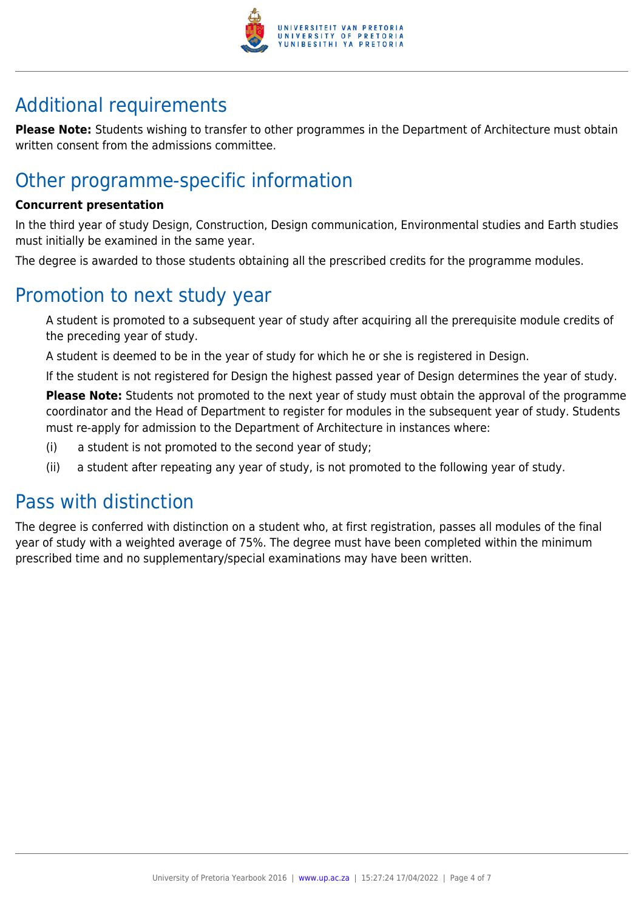## Additional requirements

**Please Note:** Students wishing to transfer to other programmes in the Department of Architecture must obtain written consent from the admissions committee.

## Other programme-specific information

**Concurrent presentation**

In the third year of study Design, Construction, Design communication, Environmental studies and Earth studies must initially be examined in the same year.

The degree is awarded to those students obtaining all the prescribed credits for the programme modules.

## Promotion to next study year

A student is promoted to a subsequent year of study after acquiring all the prerequisite module credits of the preceding year of study.

A student is deemed to be in the year of study for which he or she is registered in Design.

If the student is not registered for Design the highest passed year of Design determines the year of study.

**Please Note:** Students not promoted to the next year of study must obtain the approval of the programme coordinator and the Head of Department to register for modules in the subsequent year of study. Students must re-apply for admission to the Department of Architecture in instances where:

(i) a student is not promoted to the second year of study;

(ii) a student after repeating any year of study, is not promoted to the following year of study.

## Pass with distinction

The degree is conferred with distinction on a student who, at first registration, passes all modules of the final year of study with a weighted average of 75%. The degree must have been completed within the minimum prescribed time and no supplementary/special examinations may have been written.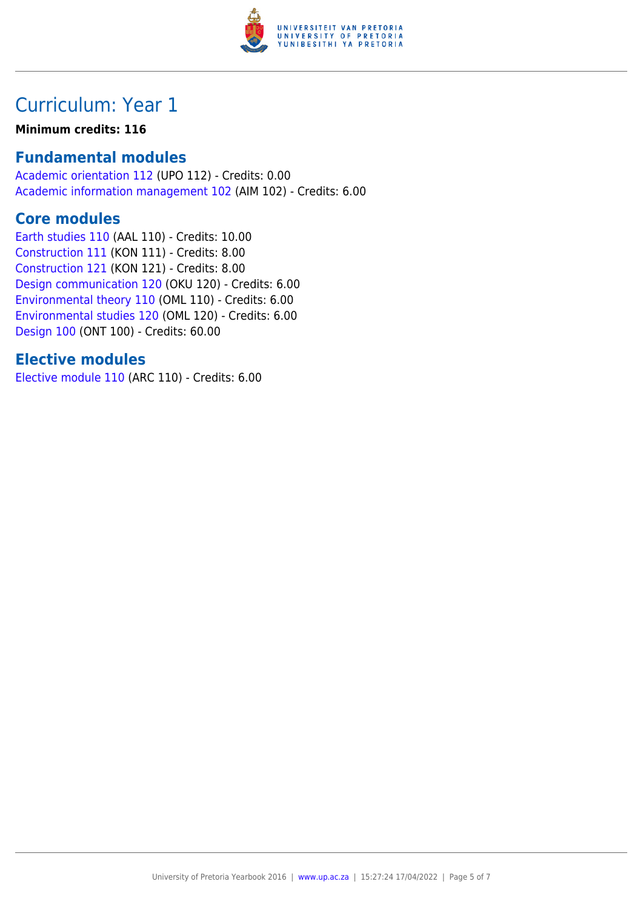# Curriculum: Year 1

**Minimum credits: 116**

## Fundamental modules

Academic orientation 112 (UPO 112) - Credits: 0.00
Academic information management 102 (AIM 102) - Credits: 6.00

## Core modules

Earth studies 110 (AAL 110) - Credits: 10.00
Construction 111 (KON 111) - Credits: 8.00
Construction 121 (KON 121) - Credits: 8.00
Design communication 120 (OKU 120) - Credits: 6.00
Environmental theory 110 (OML 110) - Credits: 6.00
Environmental studies 120 (OML 120) - Credits: 6.00
Design 100 (ONT 100) - Credits: 60.00

## Elective modules

Elective module 110 (ARC 110) - Credits: 6.00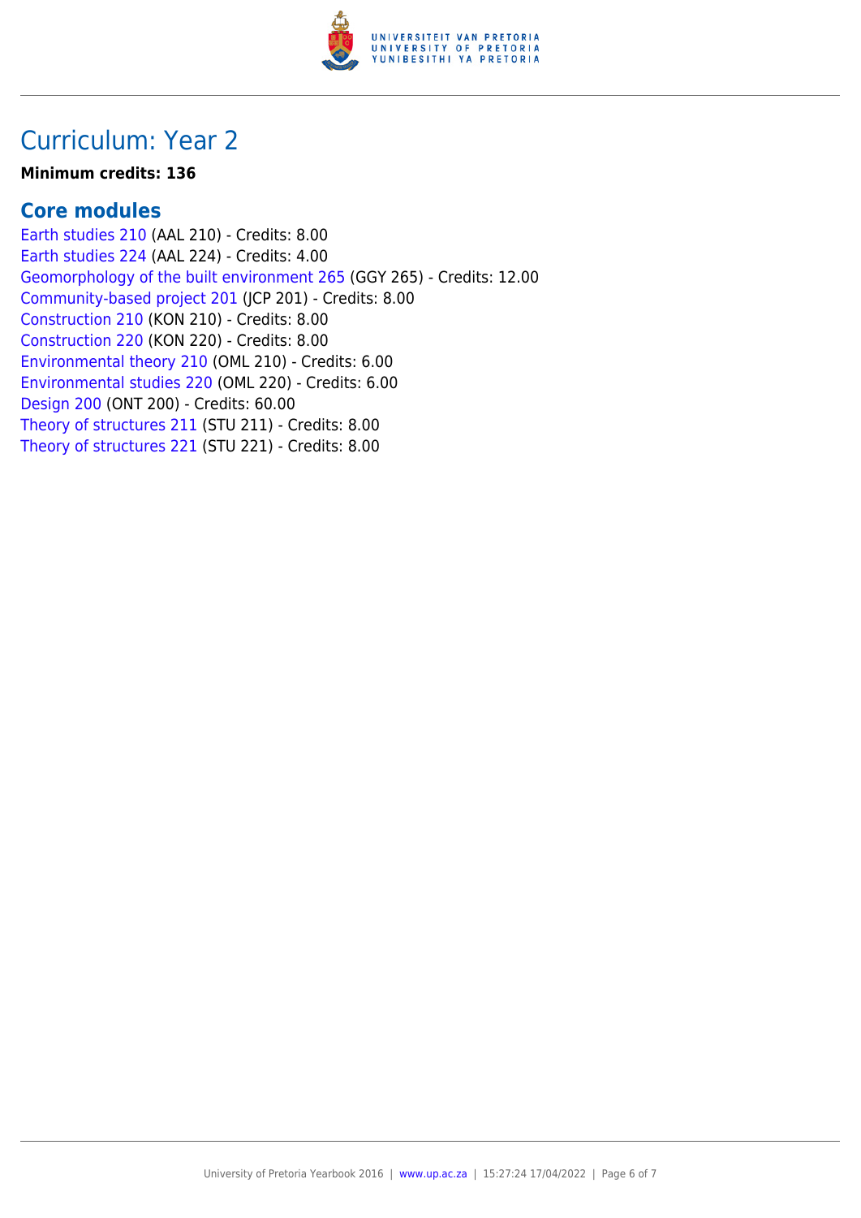# Curriculum: Year 2

**Minimum credits: 136**

## Core modules

Earth studies 210 (AAL 210) - Credits: 8.00
Earth studies 224 (AAL 224) - Credits: 4.00
Geomorphology of the built environment 265 (GGY 265) - Credits: 12.00
Community-based project 201 (JCP 201) - Credits: 8.00
Construction 210 (KON 210) - Credits: 8.00
Construction 220 (KON 220) - Credits: 8.00
Environmental theory 210 (OML 210) - Credits: 6.00
Environmental studies 220 (OML 220) - Credits: 6.00
Design 200 (ONT 200) - Credits: 60.00
Theory of structures 211 (STU 211) - Credits: 8.00
Theory of structures 221 (STU 221) - Credits: 8.00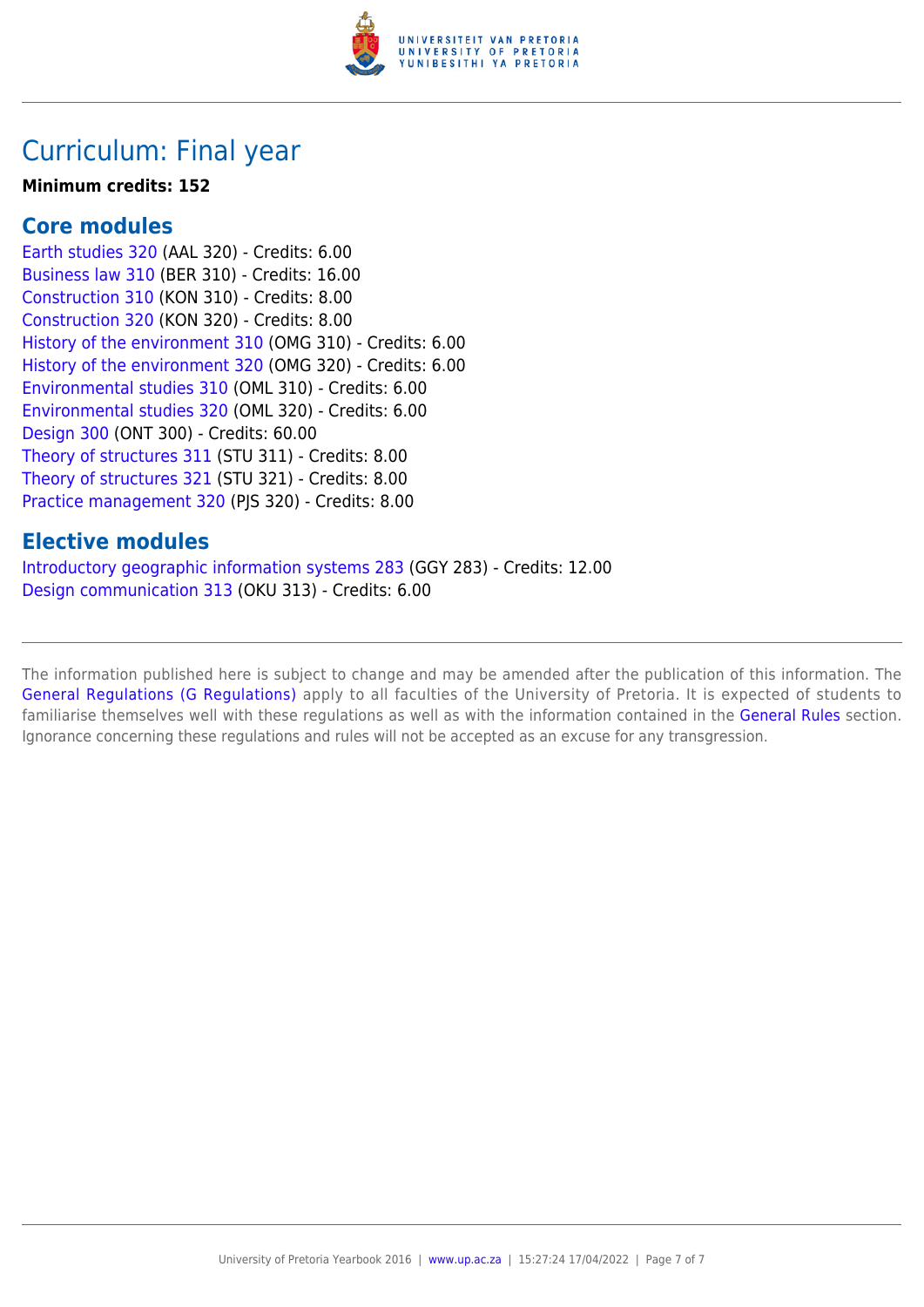# Curriculum: Final year

**Minimum credits: 152**

## Core modules

Earth studies 320 (AAL 320) - Credits: 6.00
Business law 310 (BER 310) - Credits: 16.00
Construction 310 (KON 310) - Credits: 8.00
Construction 320 (KON 320) - Credits: 8.00
History of the environment 310 (OMG 310) - Credits: 6.00
History of the environment 320 (OMG 320) - Credits: 6.00
Environmental studies 310 (OML 310) - Credits: 6.00
Environmental studies 320 (OML 320) - Credits: 6.00
Design 300 (ONT 300) - Credits: 60.00
Theory of structures 311 (STU 311) - Credits: 8.00
Theory of structures 321 (STU 321) - Credits: 8.00
Practice management 320 (PJS 320) - Credits: 8.00

## Elective modules

Introductory geographic information systems 283 (GGY 283) - Credits: 12.00
Design communication 313 (OKU 313) - Credits: 6.00

The information published here is subject to change and may be amended after the publication of this information. The General Regulations (G Regulations) apply to all faculties of the University of Pretoria. It is expected of students to familiarise themselves well with these regulations as well as with the information contained in the General Rules section. Ignorance concerning these regulations and rules will not be accepted as an excuse for any transgression.